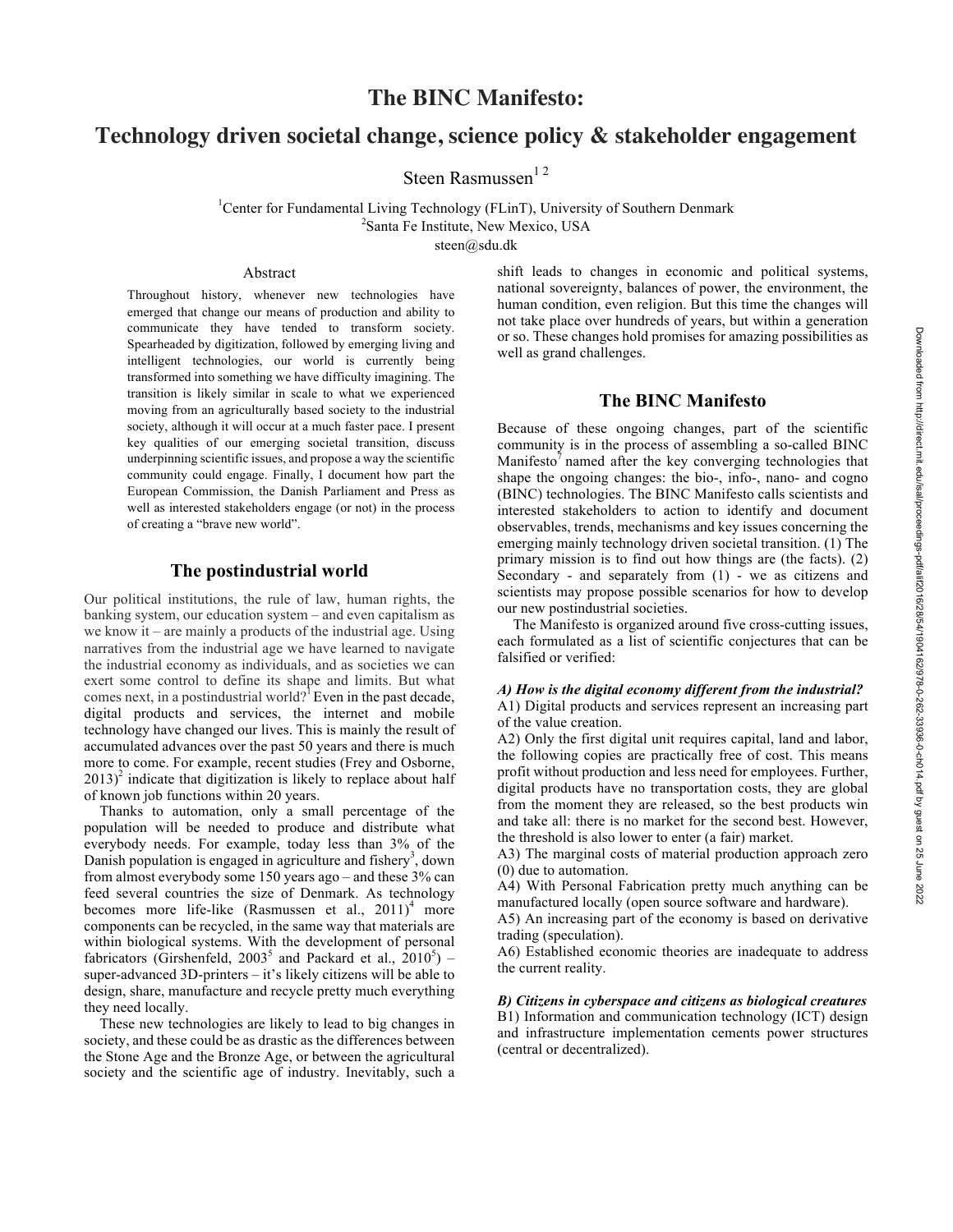# The BINC Manifesto:

## Technology driven societal change, science policy & stakeholder engagement

Steen Rasmussen[1 2]

[1]Center for Fundamental Living Technology (FLinT), University of Southern Denmark
[2]Santa Fe Institute, New Mexico, USA
steen@sdu.dk

### Abstract

Throughout history, whenever new technologies have emerged that change our means of production and ability to communicate they have tended to transform society. Spearheaded by digitization, followed by emerging living and intelligent technologies, our world is currently being transformed into something we have difficulty imagining. The transition is likely similar in scale to what we experienced moving from an agriculturally based society to the industrial society, although it will occur at a much faster pace. I present key qualities of our emerging societal transition, discuss underpinning scientific issues, and propose a way the scientific community could engage. Finally, I document how part the European Commission, the Danish Parliament and Press as well as interested stakeholders engage (or not) in the process of creating a "brave new world".

### The postindustrial world

Our political institutions, the rule of law, human rights, the banking system, our education system – and even capitalism as we know it – are mainly a products of the industrial age. Using narratives from the industrial age we have learned to navigate the industrial economy as individuals, and as societies we can exert some control to define its shape and limits. But what comes next, in a postindustrial world?[1] Even in the past decade, digital products and services, the internet and mobile technology have changed our lives. This is mainly the result of accumulated advances over the past 50 years and there is much more to come. For example, recent studies (Frey and Osborne, 2013)[2] indicate that digitization is likely to replace about half of known job functions within 20 years.

Thanks to automation, only a small percentage of the population will be needed to produce and distribute what everybody needs. For example, today less than 3% of the Danish population is engaged in agriculture and fishery[3], down from almost everybody some 150 years ago – and these 3% can feed several countries the size of Denmark. As technology becomes more life-like (Rasmussen et al., 2011)[4] more components can be recycled, in the same way that materials are within biological systems. With the development of personal fabricators (Girshenfeld, 2003[5] and Packard et al., 2010[5]) – super-advanced 3D-printers – it's likely citizens will be able to design, share, manufacture and recycle pretty much everything they need locally.

These new technologies are likely to lead to big changes in society, and these could be as drastic as the differences between the Stone Age and the Bronze Age, or between the agricultural society and the scientific age of industry. Inevitably, such a shift leads to changes in economic and political systems, national sovereignty, balances of power, the environment, the human condition, even religion. But this time the changes will not take place over hundreds of years, but within a generation or so. These changes hold promises for amazing possibilities as well as grand challenges.

### The BINC Manifesto

Because of these ongoing changes, part of the scientific community is in the process of assembling a so-called BINC Manifesto[7] named after the key converging technologies that shape the ongoing changes: the bio-, info-, nano- and cogno (BINC) technologies. The BINC Manifesto calls scientists and interested stakeholders to action to identify and document observables, trends, mechanisms and key issues concerning the emerging mainly technology driven societal transition. (1) The primary mission is to find out how things are (the facts). (2) Secondary - and separately from (1) - we as citizens and scientists may propose possible scenarios for how to develop our new postindustrial societies.

The Manifesto is organized around five cross-cutting issues, each formulated as a list of scientific conjectures that can be falsified or verified:

***A) How is the digital economy different from the industrial?***

A1) Digital products and services represent an increasing part of the value creation.

A2) Only the first digital unit requires capital, land and labor, the following copies are practically free of cost. This means profit without production and less need for employees. Further, digital products have no transportation costs, they are global from the moment they are released, so the best products win and take all: there is no market for the second best. However, the threshold is also lower to enter (a fair) market.

A3) The marginal costs of material production approach zero (0) due to automation.

A4) With Personal Fabrication pretty much anything can be manufactured locally (open source software and hardware).

A5) An increasing part of the economy is based on derivative trading (speculation).

A6) Established economic theories are inadequate to address the current reality.

***B) Citizens in cyberspace and citizens as biological creatures***

B1) Information and communication technology (ICT) design and infrastructure implementation cements power structures (central or decentralized).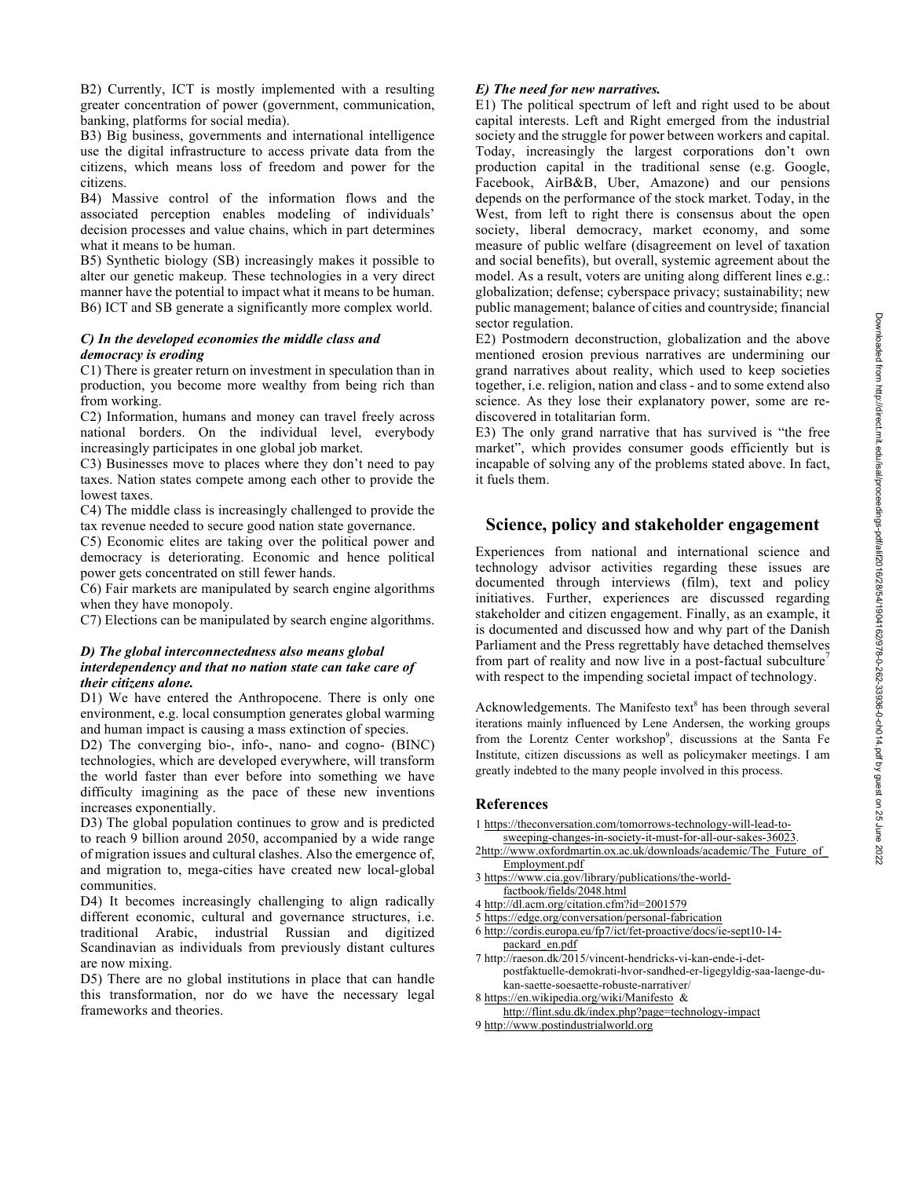B2) Currently, ICT is mostly implemented with a resulting greater concentration of power (government, communication, banking, platforms for social media).

B3) Big business, governments and international intelligence use the digital infrastructure to access private data from the citizens, which means loss of freedom and power for the citizens.

B4) Massive control of the information flows and the associated perception enables modeling of individuals' decision processes and value chains, which in part determines what it means to be human.

B5) Synthetic biology (SB) increasingly makes it possible to alter our genetic makeup. These technologies in a very direct manner have the potential to impact what it means to be human.

B6) ICT and SB generate a significantly more complex world.

***C) In the developed economies the middle class and democracy is eroding***

C1) There is greater return on investment in speculation than in production, you become more wealthy from being rich than from working.

C2) Information, humans and money can travel freely across national borders. On the individual level, everybody increasingly participates in one global job market.

C3) Businesses move to places where they don't need to pay taxes. Nation states compete among each other to provide the lowest taxes.

C4) The middle class is increasingly challenged to provide the tax revenue needed to secure good nation state governance.

C5) Economic elites are taking over the political power and democracy is deteriorating. Economic and hence political power gets concentrated on still fewer hands.

C6) Fair markets are manipulated by search engine algorithms when they have monopoly.

C7) Elections can be manipulated by search engine algorithms.

***D) The global interconnectedness also means global interdependency and that no nation state can take care of their citizens alone.***

D1) We have entered the Anthropocene. There is only one environment, e.g. local consumption generates global warming and human impact is causing a mass extinction of species.

D2) The converging bio-, info-, nano- and cogno- (BINC) technologies, which are developed everywhere, will transform the world faster than ever before into something we have difficulty imagining as the pace of these new inventions increases exponentially.

D3) The global population continues to grow and is predicted to reach 9 billion around 2050, accompanied by a wide range of migration issues and cultural clashes. Also the emergence of, and migration to, mega-cities have created new local-global communities.

D4) It becomes increasingly challenging to align radically different economic, cultural and governance structures, i.e. traditional Arabic, industrial Russian and digitized Scandinavian as individuals from previously distant cultures are now mixing.

D5) There are no global institutions in place that can handle this transformation, nor do we have the necessary legal frameworks and theories.

***E) The need for new narratives.***

E1) The political spectrum of left and right used to be about capital interests. Left and Right emerged from the industrial society and the struggle for power between workers and capital. Today, increasingly the largest corporations don't own production capital in the traditional sense (e.g. Google, Facebook, AirB&B, Uber, Amazone) and our pensions depends on the performance of the stock market. Today, in the West, from left to right there is consensus about the open society, liberal democracy, market economy, and some measure of public welfare (disagreement on level of taxation and social benefits), but overall, systemic agreement about the model. As a result, voters are uniting along different lines e.g.: globalization; defense; cyberspace privacy; sustainability; new public management; balance of cities and countryside; financial sector regulation.

E2) Postmodern deconstruction, globalization and the above mentioned erosion previous narratives are undermining our grand narratives about reality, which used to keep societies together, i.e. religion, nation and class - and to some extend also science. As they lose their explanatory power, some are re-discovered in totalitarian form.

E3) The only grand narrative that has survived is "the free market", which provides consumer goods efficiently but is incapable of solving any of the problems stated above. In fact, it fuels them.

## Science, policy and stakeholder engagement

Experiences from national and international science and technology advisor activities regarding these issues are documented through interviews (film), text and policy initiatives. Further, experiences are discussed regarding stakeholder and citizen engagement. Finally, as an example, it is documented and discussed how and why part of the Danish Parliament and the Press regrettably have detached themselves from part of reality and now live in a post-factual subculture[7] with respect to the impending societal impact of technology.

Acknowledgements. The Manifesto text[8] has been through several iterations mainly influenced by Lene Andersen, the working groups from the Lorentz Center workshop[9], discussions at the Santa Fe Institute, citizen discussions as well as policymaker meetings. I am greatly indebted to the many people involved in this process.

### References

1 https://theconversation.com/tomorrows-technology-will-lead-to-sweeping-changes-in-society-it-must-for-all-our-sakes-36023.

2 http://www.oxfordmartin.ox.ac.uk/downloads/academic/The_Future_of_Employment.pdf

3 https://www.cia.gov/library/publications/the-world-factbook/fields/2048.html

4 http://dl.acm.org/citation.cfm?id=2001579

5 https://edge.org/conversation/personal-fabrication

6 http://cordis.europa.eu/fp7/ict/fet-proactive/docs/ie-sept10-14-packard_en.pdf

7 http://raeson.dk/2015/vincent-hendricks-vi-kan-ende-i-det-postfaktuelle-demokrati-hvor-sandhed-er-ligegyldig-saa-laenge-du-kan-saette-soesaette-robuste-narrativer/

8 https://en.wikipedia.org/wiki/Manifesto & http://flint.sdu.dk/index.php?page=technology-impact

9 http://www.postindustrialworld.org